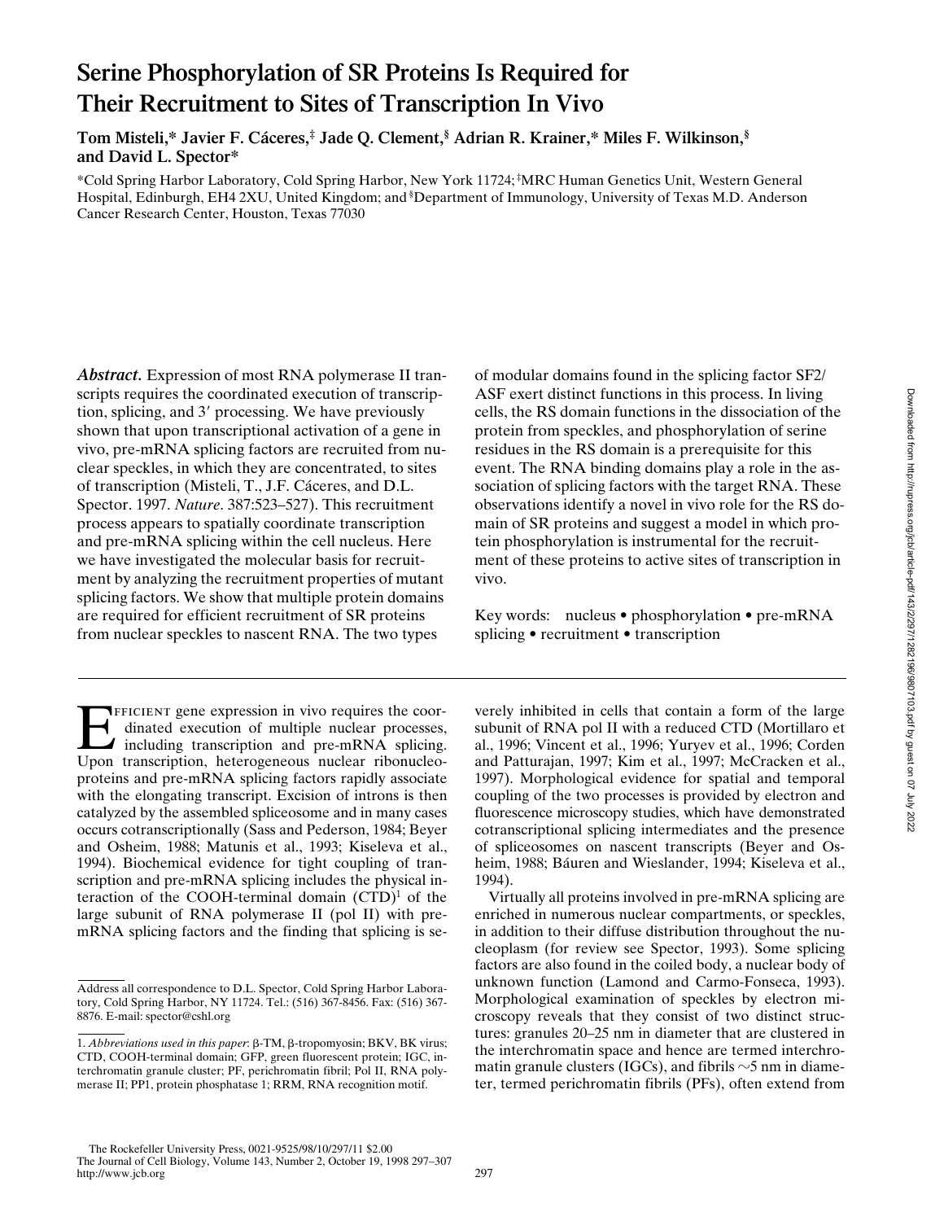# Serine Phosphorylation of SR Proteins Is Required for Their Recruitment to Sites of Transcription In Vivo

**Tom Misteli,\* Javier F. Cáceres,‡ Jade Q. Clement,§ Adrian R. Krainer,\* Miles F. Wilkinson,§ and David L. Spector\***

\*Cold Spring Harbor Laboratory, Cold Spring Harbor, New York 11724; ‡MRC Human Genetics Unit, Western General Hospital, Edinburgh, EH4 2XU, United Kingdom; and §Department of Immunology, University of Texas M.D. Anderson Cancer Research Center, Houston, Texas 77030

***Abstract.*** Expression of most RNA polymerase II transcripts requires the coordinated execution of transcription, splicing, and 3′ processing. We have previously shown that upon transcriptional activation of a gene in vivo, pre-mRNA splicing factors are recruited from nuclear speckles, in which they are concentrated, to sites of transcription (Misteli, T., J.F. Cáceres, and D.L. Spector. 1997. *Nature*. 387:523–527). This recruitment process appears to spatially coordinate transcription and pre-mRNA splicing within the cell nucleus. Here we have investigated the molecular basis for recruitment by analyzing the recruitment properties of mutant splicing factors. We show that multiple protein domains are required for efficient recruitment of SR proteins from nuclear speckles to nascent RNA. The two types of modular domains found in the splicing factor SF2/ASF exert distinct functions in this process. In living cells, the RS domain functions in the dissociation of the protein from speckles, and phosphorylation of serine residues in the RS domain is a prerequisite for this event. The RNA binding domains play a role in the association of splicing factors with the target RNA. These observations identify a novel in vivo role for the RS domain of SR proteins and suggest a model in which protein phosphorylation is instrumental for the recruitment of these proteins to active sites of transcription in vivo.

Key words: nucleus • phosphorylation • pre-mRNA splicing • recruitment • transcription

Efficient gene expression in vivo requires the coordinated execution of multiple nuclear processes, including transcription and pre-mRNA splicing. Upon transcription, heterogeneous nuclear ribonucleoproteins and pre-mRNA splicing factors rapidly associate with the elongating transcript. Excision of introns is then catalyzed by the assembled spliceosome and in many cases occurs cotranscriptionally (Sass and Pederson, 1984; Beyer and Osheim, 1988; Matunis et al., 1993; Kiseleva et al., 1994). Biochemical evidence for tight coupling of transcription and pre-mRNA splicing includes the physical interaction of the COOH-terminal domain (CTD)[1] of the large subunit of RNA polymerase II (pol II) with pre-mRNA splicing factors and the finding that splicing is severely inhibited in cells that contain a form of the large subunit of RNA pol II with a reduced CTD (Mortillaro et al., 1996; Vincent et al., 1996; Yuryev et al., 1996; Corden and Patturajan, 1997; Kim et al., 1997; McCracken et al., 1997). Morphological evidence for spatial and temporal coupling of the two processes is provided by electron and fluorescence microscopy studies, which have demonstrated cotranscriptional splicing intermediates and the presence of spliceosomes on nascent transcripts (Beyer and Osheim, 1988; Báuren and Wieslander, 1994; Kiseleva et al., 1994).

Virtually all proteins involved in pre-mRNA splicing are enriched in numerous nuclear compartments, or speckles, in addition to their diffuse distribution throughout the nucleoplasm (for review see Spector, 1993). Some splicing factors are also found in the coiled body, a nuclear body of unknown function (Lamond and Carmo-Fonseca, 1993). Morphological examination of speckles by electron microscopy reveals that they consist of two distinct structures: granules 20–25 nm in diameter that are clustered in the interchromatin space and hence are termed interchromatin granule clusters (IGCs), and fibrils ~5 nm in diameter, termed perichromatin fibrils (PFs), often extend from

Address all correspondence to D.L. Spector, Cold Spring Harbor Laboratory, Cold Spring Harbor, NY 11724. Tel.: (516) 367-8456. Fax: (516) 367-8876. E-mail: spector@cshl.org

1. *Abbreviations used in this paper*: β-TM, β-tropomyosin; BKV, BK virus; CTD, COOH-terminal domain; GFP, green fluorescent protein; IGC, interchromatin granule cluster; PF, perichromatin fibril; Pol II, RNA polymerase II; PP1, protein phosphatase 1; RRM, RNA recognition motif.

The Rockefeller University Press, 0021-9525/98/10/297/11 $2.00
The Journal of Cell Biology, Volume 143, Number 2, October 19, 1998 297–307
http://www.jcb.org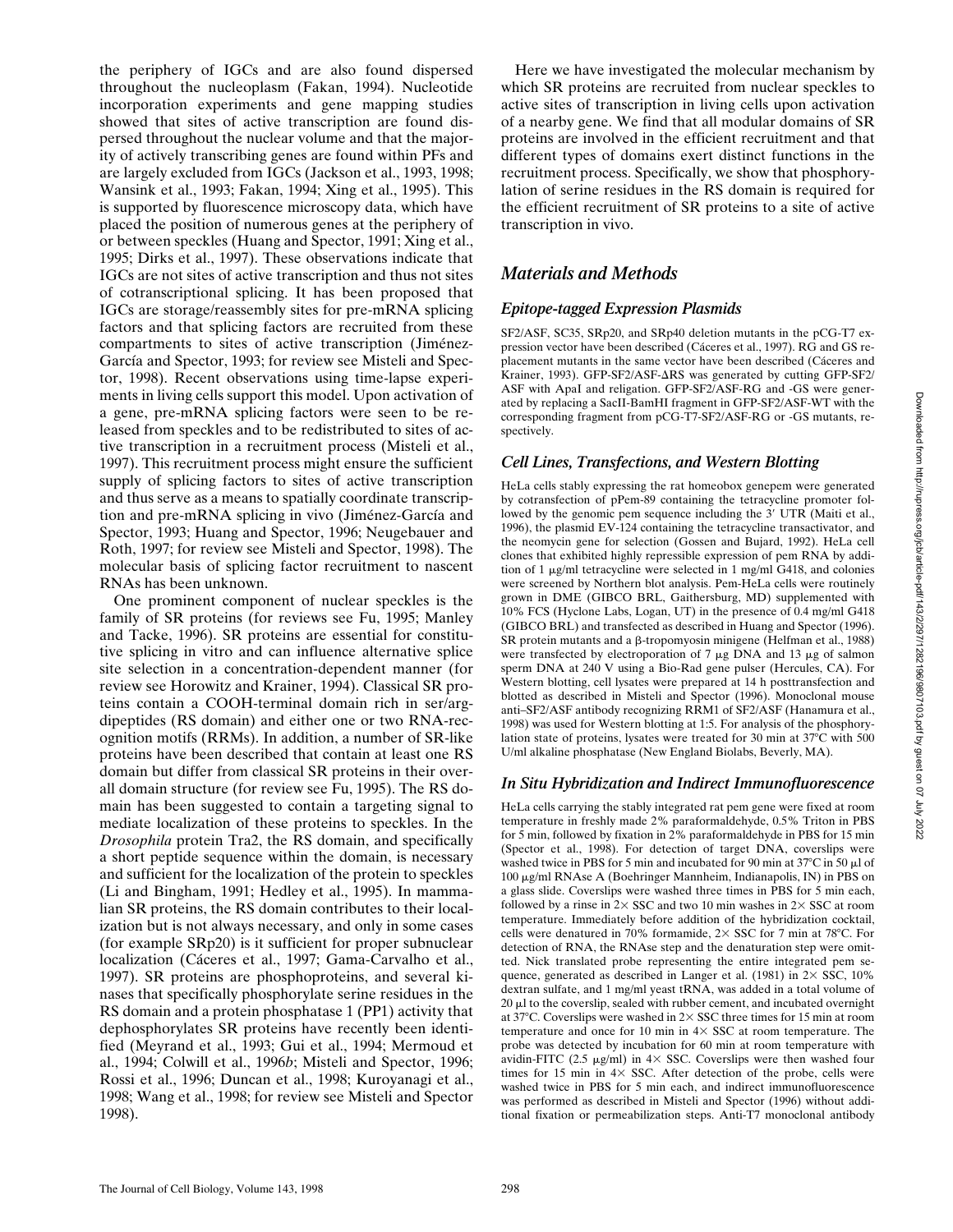the periphery of IGCs and are also found dispersed throughout the nucleoplasm (Fakan, 1994). Nucleotide incorporation experiments and gene mapping studies showed that sites of active transcription are found dispersed throughout the nuclear volume and that the majority of actively transcribing genes are found within PFs and are largely excluded from IGCs (Jackson et al., 1993, 1998; Wansink et al., 1993; Fakan, 1994; Xing et al., 1995). This is supported by fluorescence microscopy data, which have placed the position of numerous genes at the periphery of or between speckles (Huang and Spector, 1991; Xing et al., 1995; Dirks et al., 1997). These observations indicate that IGCs are not sites of active transcription and thus not sites of cotranscriptional splicing. It has been proposed that IGCs are storage/reassembly sites for pre-mRNA splicing factors and that splicing factors are recruited from these compartments to sites of active transcription (Jiménez-García and Spector, 1993; for review see Misteli and Spector, 1998). Recent observations using time-lapse experiments in living cells support this model. Upon activation of a gene, pre-mRNA splicing factors were seen to be released from speckles and to be redistributed to sites of active transcription in a recruitment process (Misteli et al., 1997). This recruitment process might ensure the sufficient supply of splicing factors to sites of active transcription and thus serve as a means to spatially coordinate transcription and pre-mRNA splicing in vivo (Jiménez-García and Spector, 1993; Huang and Spector, 1996; Neugebauer and Roth, 1997; for review see Misteli and Spector, 1998). The molecular basis of splicing factor recruitment to nascent RNAs has been unknown.

One prominent component of nuclear speckles is the family of SR proteins (for reviews see Fu, 1995; Manley and Tacke, 1996). SR proteins are essential for constitutive splicing in vitro and can influence alternative splice site selection in a concentration-dependent manner (for review see Horowitz and Krainer, 1994). Classical SR proteins contain a COOH-terminal domain rich in ser/arg-dipeptides (RS domain) and either one or two RNA-recognition motifs (RRMs). In addition, a number of SR-like proteins have been described that contain at least one RS domain but differ from classical SR proteins in their overall domain structure (for review see Fu, 1995). The RS domain has been suggested to contain a targeting signal to mediate localization of these proteins to speckles. In the *Drosophila* protein Tra2, the RS domain, and specifically a short peptide sequence within the domain, is necessary and sufficient for the localization of the protein to speckles (Li and Bingham, 1991; Hedley et al., 1995). In mammalian SR proteins, the RS domain contributes to their localization but is not always necessary, and only in some cases (for example SRp20) is it sufficient for proper subnuclear localization (Cáceres et al., 1997; Gama-Carvalho et al., 1997). SR proteins are phosphoproteins, and several kinases that specifically phosphorylate serine residues in the RS domain and a protein phosphatase 1 (PP1) activity that dephosphorylates SR proteins have recently been identified (Meyrand et al., 1993; Gui et al., 1994; Mermoud et al., 1994; Colwill et al., 1996*b*; Misteli and Spector, 1996; Rossi et al., 1996; Duncan et al., 1998; Kuroyanagi et al., 1998; Wang et al., 1998; for review see Misteli and Spector 1998).

Here we have investigated the molecular mechanism by which SR proteins are recruited from nuclear speckles to active sites of transcription in living cells upon activation of a nearby gene. We find that all modular domains of SR proteins are involved in the efficient recruitment and that different types of domains exert distinct functions in the recruitment process. Specifically, we show that phosphorylation of serine residues in the RS domain is required for the efficient recruitment of SR proteins to a site of active transcription in vivo.

## *Materials and Methods*

### *Epitope-tagged Expression Plasmids*

SF2/ASF, SC35, SRp20, and SRp40 deletion mutants in the pCG-T7 expression vector have been described (Cáceres et al., 1997). RG and GS replacement mutants in the same vector have been described (Cáceres and Krainer, 1993). GFP-SF2/ASF-ΔRS was generated by cutting GFP-SF2/ASF with ApaI and religation. GFP-SF2/ASF-RG and -GS were generated by replacing a SacII-BamHI fragment in GFP-SF2/ASF-WT with the corresponding fragment from pCG-T7-SF2/ASF-RG or -GS mutants, respectively.

### *Cell Lines, Transfections, and Western Blotting*

HeLa cells stably expressing the rat homeobox genepem were generated by cotransfection of pPem-89 containing the tetracycline promoter followed by the genomic pem sequence including the 3′ UTR (Maiti et al., 1996), the plasmid EV-124 containing the tetracycline transactivator, and the neomycin gene for selection (Gossen and Bujard, 1992). HeLa cell clones that exhibited highly repressible expression of pem RNA by addition of 1 μg/ml tetracycline were selected in 1 mg/ml G418, and colonies were screened by Northern blot analysis. Pem-HeLa cells were routinely grown in DME (GIBCO BRL, Gaithersburg, MD) supplemented with 10% FCS (Hyclone Labs, Logan, UT) in the presence of 0.4 mg/ml G418 (GIBCO BRL) and transfected as described in Huang and Spector (1996). SR protein mutants and a β-tropomyosin minigene (Helfman et al., 1988) were transfected by electroporation of 7 μg DNA and 13 μg of salmon sperm DNA at 240 V using a Bio-Rad gene pulser (Hercules, CA). For Western blotting, cell lysates were prepared at 14 h posttransfection and blotted as described in Misteli and Spector (1996). Monoclonal mouse anti–SF2/ASF antibody recognizing RRM1 of SF2/ASF (Hanamura et al., 1998) was used for Western blotting at 1:5. For analysis of the phosphorylation state of proteins, lysates were treated for 30 min at 37°C with 500 U/ml alkaline phosphatase (New England Biolabs, Beverly, MA).

### *In Situ Hybridization and Indirect Immunofluorescence*

HeLa cells carrying the stably integrated rat pem gene were fixed at room temperature in freshly made 2% paraformaldehyde, 0.5% Triton in PBS for 5 min, followed by fixation in 2% paraformaldehyde in PBS for 15 min (Spector et al., 1998). For detection of target DNA, coverslips were washed twice in PBS for 5 min and incubated for 90 min at 37°C in 50 μl of 100 μg/ml RNAse A (Boehringer Mannheim, Indianapolis, IN) in PBS on a glass slide. Coverslips were washed three times in PBS for 5 min each, followed by a rinse in 2× SSC and two 10 min washes in 2× SSC at room temperature. Immediately before addition of the hybridization cocktail, cells were denatured in 70% formamide, 2× SSC for 7 min at 78°C. For detection of RNA, the RNAse step and the denaturation step were omitted. Nick translated probe representing the entire integrated pem sequence, generated as described in Langer et al. (1981) in 2× SSC, 10% dextran sulfate, and 1 mg/ml yeast tRNA, was added in a total volume of 20 μl to the coverslip, sealed with rubber cement, and incubated overnight at 37°C. Coverslips were washed in 2× SSC three times for 15 min at room temperature and once for 10 min in 4× SSC at room temperature. The probe was detected by incubation for 60 min at room temperature with avidin-FITC (2.5 μg/ml) in 4× SSC. Coverslips were then washed four times for 15 min in 4× SSC. After detection of the probe, cells were washed twice in PBS for 5 min each, and indirect immunofluorescence was performed as described in Misteli and Spector (1996) without additional fixation or permeabilization steps. Anti-T7 monoclonal antibody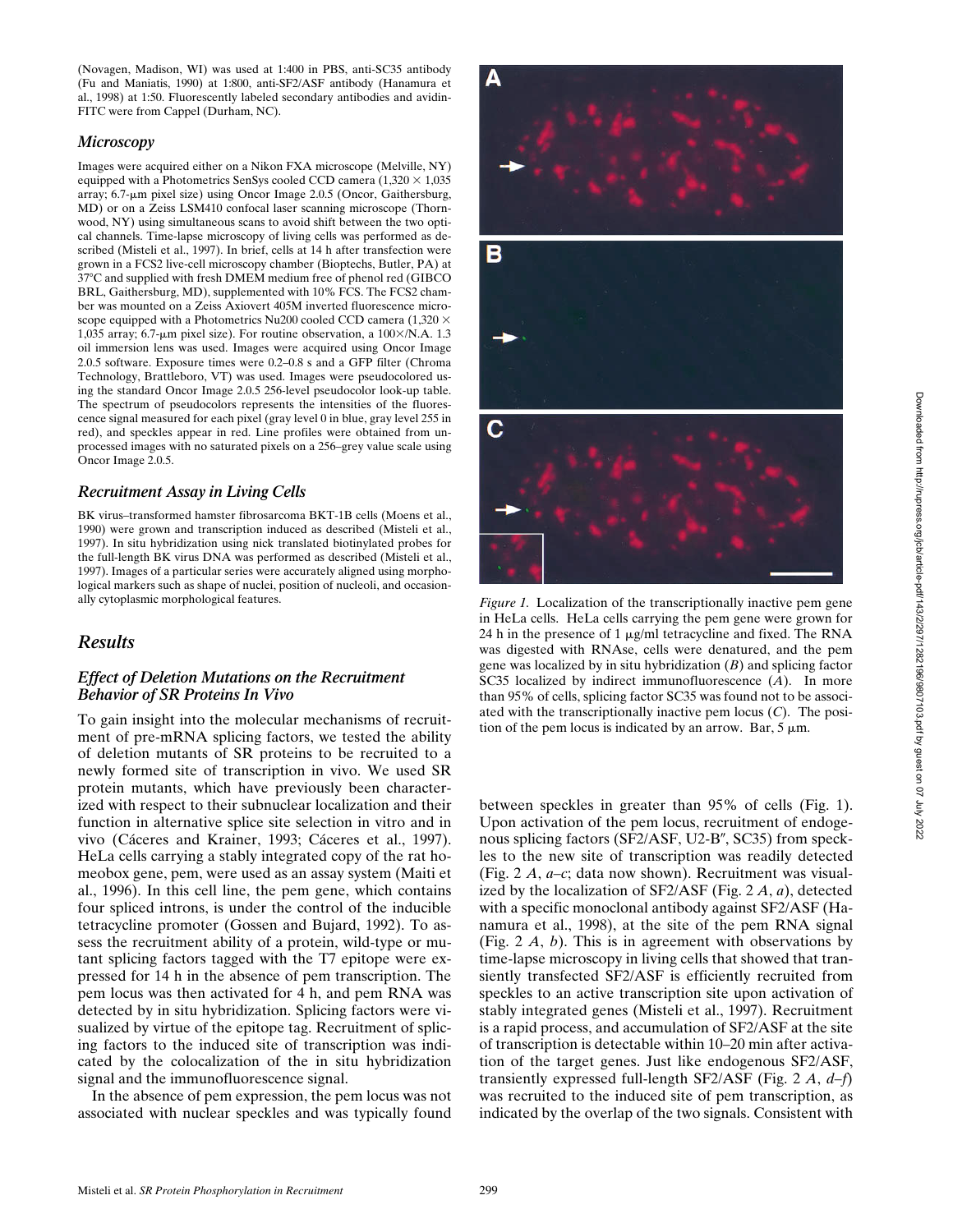(Novagen, Madison, WI) was used at 1:400 in PBS, anti-SC35 antibody (Fu and Maniatis, 1990) at 1:800, anti-SF2/ASF antibody (Hanamura et al., 1998) at 1:50. Fluorescently labeled secondary antibodies and avidin-FITC were from Cappel (Durham, NC).

### *Microscopy*

Images were acquired either on a Nikon FXA microscope (Melville, NY) equipped with a Photometrics SenSys cooled CCD camera (1,320 × 1,035 array; 6.7-μm pixel size) using Oncor Image 2.0.5 (Oncor, Gaithersburg, MD) or on a Zeiss LSM410 confocal laser scanning microscope (Thornwood, NY) using simultaneous scans to avoid shift between the two optical channels. Time-lapse microscopy of living cells was performed as described (Misteli et al., 1997). In brief, cells at 14 h after transfection were grown in a FCS2 live-cell microscopy chamber (Bioptechs, Butler, PA) at 37°C and supplied with fresh DMEM medium free of phenol red (GIBCO BRL, Gaithersburg, MD), supplemented with 10% FCS. The FCS2 chamber was mounted on a Zeiss Axiovert 405M inverted fluorescence microscope equipped with a Photometrics Nu200 cooled CCD camera (1,320 × 1,035 array; 6.7-μm pixel size). For routine observation, a 100×/N.A. 1.3 oil immersion lens was used. Images were acquired using Oncor Image 2.0.5 software. Exposure times were 0.2–0.8 s and a GFP filter (Chroma Technology, Brattleboro, VT) was used. Images were pseudocolored using the standard Oncor Image 2.0.5 256-level pseudocolor look-up table. The spectrum of pseudocolors represents the intensities of the fluorescence signal measured for each pixel (gray level 0 in blue, gray level 255 in red), and speckles appear in red. Line profiles were obtained from unprocessed images with no saturated pixels on a 256–grey value scale using Oncor Image 2.0.5.

### *Recruitment Assay in Living Cells*

BK virus–transformed hamster fibrosarcoma BKT-1B cells (Moens et al., 1990) were grown and transcription induced as described (Misteli et al., 1997). In situ hybridization using nick translated biotinylated probes for the full-length BK virus DNA was performed as described (Misteli et al., 1997). Images of a particular series were accurately aligned using morphological markers such as shape of nuclei, position of nucleoli, and occasionally cytoplasmic morphological features.

## *Results*

### *Effect of Deletion Mutations on the Recruitment Behavior of SR Proteins In Vivo*

To gain insight into the molecular mechanisms of recruitment of pre-mRNA splicing factors, we tested the ability of deletion mutants of SR proteins to be recruited to a newly formed site of transcription in vivo. We used SR protein mutants, which have previously been characterized with respect to their subnuclear localization and their function in alternative splice site selection in vitro and in vivo (Cáceres and Krainer, 1993; Cáceres et al., 1997). HeLa cells carrying a stably integrated copy of the rat homeobox gene, pem, were used as an assay system (Maiti et al., 1996). In this cell line, the pem gene, which contains four spliced introns, is under the control of the inducible tetracycline promoter (Gossen and Bujard, 1992). To assess the recruitment ability of a protein, wild-type or mutant splicing factors tagged with the T7 epitope were expressed for 14 h in the absence of pem transcription. The pem locus was then activated for 4 h, and pem RNA was detected by in situ hybridization. Splicing factors were visualized by virtue of the epitope tag. Recruitment of splicing factors to the induced site of transcription was indicated by the colocalization of the in situ hybridization signal and the immunofluorescence signal.

In the absence of pem expression, the pem locus was not associated with nuclear speckles and was typically found between speckles in greater than 95% of cells (Fig. 1). Upon activation of the pem locus, recruitment of endogenous splicing factors (SF2/ASF, U2-B″, SC35) from speckles to the new site of transcription was readily detected (Fig. 2 *A*, *a–c*; data now shown). Recruitment was visualized by the localization of SF2/ASF (Fig. 2 *A*, *a*), detected with a specific monoclonal antibody against SF2/ASF (Hanamura et al., 1998), at the site of the pem RNA signal (Fig. 2 *A*, *b*). This is in agreement with observations by time-lapse microscopy in living cells that showed that transiently transfected SF2/ASF is efficiently recruited from speckles to an active transcription site upon activation of stably integrated genes (Misteli et al., 1997). Recruitment is a rapid process, and accumulation of SF2/ASF at the site of transcription is detectable within 10–20 min after activation of the target genes. Just like endogenous SF2/ASF, transiently expressed full-length SF2/ASF (Fig. 2 *A*, *d–f*) was recruited to the induced site of pem transcription, as indicated by the overlap of the two signals. Consistent with

*Figure 1.* Localization of the transcriptionally inactive pem gene in HeLa cells. HeLa cells carrying the pem gene were grown for 24 h in the presence of 1 μg/ml tetracycline and fixed. The RNA was digested with RNAse, cells were denatured, and the pem gene was localized by in situ hybridization (*B*) and splicing factor SC35 localized by indirect immunofluorescence (*A*). In more than 95% of cells, splicing factor SC35 was found not to be associated with the transcriptionally inactive pem locus (*C*). The position of the pem locus is indicated by an arrow. Bar, 5 μm.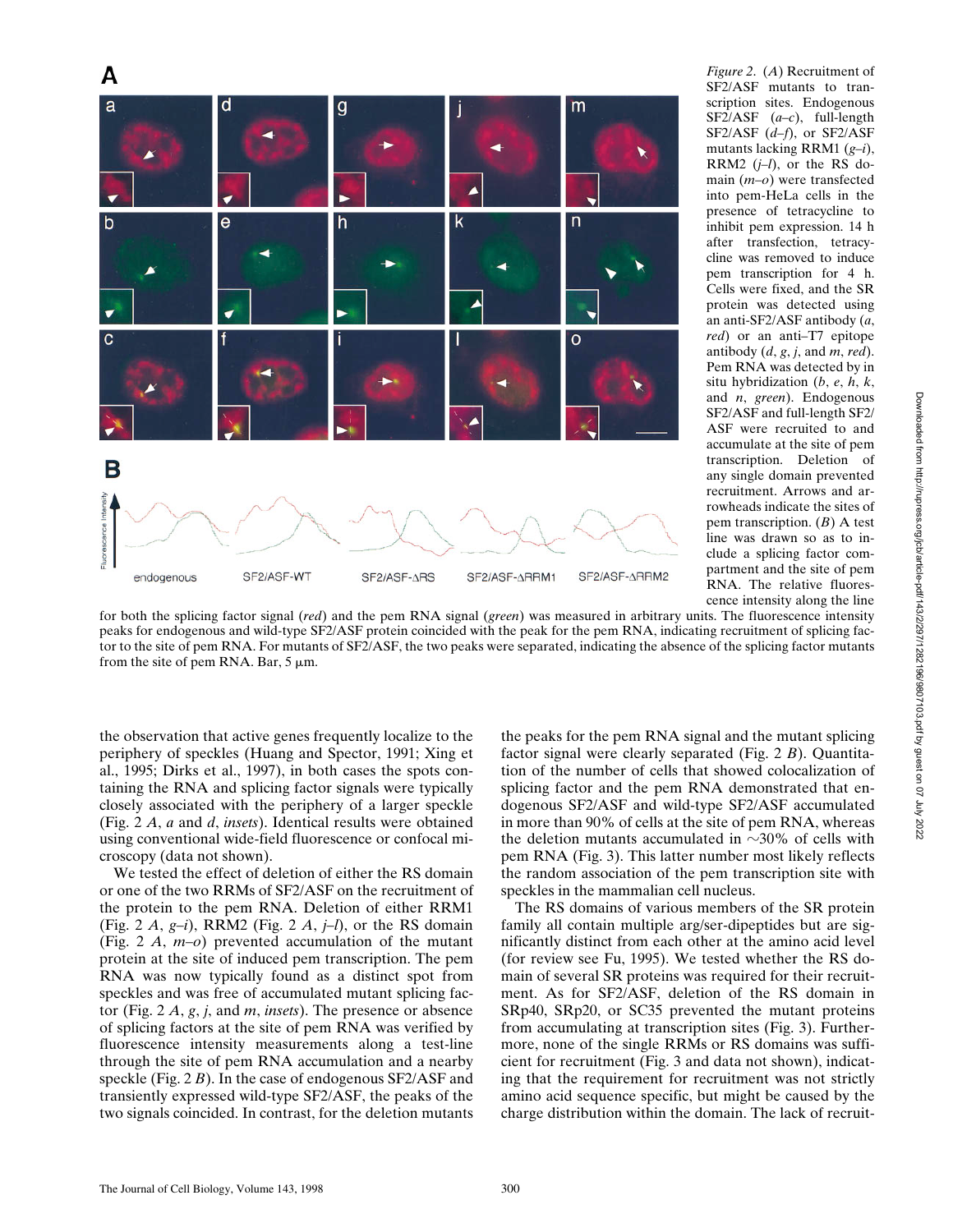*Figure 2.* (*A*) Recruitment of SF2/ASF mutants to transcription sites. Endogenous SF2/ASF (*a–c*), full-length SF2/ASF (*d–f*), or SF2/ASF mutants lacking RRM1 (*g–i*), RRM2 (*j–l*), or the RS domain (*m–o*) were transfected into pem-HeLa cells in the presence of tetracycline to inhibit pem expression. 14 h after transfection, tetracycline was removed to induce pem transcription for 4 h. Cells were fixed, and the SR protein was detected using an anti-SF2/ASF antibody (*a*, *red*) or an anti–T7 epitope antibody (*d*, *g*, *j*, and *m*, *red*). Pem RNA was detected by in situ hybridization (*b*, *e*, *h*, *k*, and *n*, *green*). Endogenous SF2/ASF and full-length SF2/ASF were recruited to and accumulate at the site of pem transcription. Deletion of any single domain prevented recruitment. Arrows and arrowheads indicate the sites of pem transcription. (*B*) A test line was drawn so as to include a splicing factor compartment and the site of pem RNA. The relative fluorescence intensity along the line for both the splicing factor signal (*red*) and the pem RNA signal (*green*) was measured in arbitrary units. The fluorescence intensity peaks for endogenous and wild-type SF2/ASF protein coincided with the peak for the pem RNA, indicating recruitment of splicing factor to the site of pem RNA. For mutants of SF2/ASF, the two peaks were separated, indicating the absence of the splicing factor mutants from the site of pem RNA. Bar, 5 μm.

the observation that active genes frequently localize to the periphery of speckles (Huang and Spector, 1991; Xing et al., 1995; Dirks et al., 1997), in both cases the spots containing the RNA and splicing factor signals were typically closely associated with the periphery of a larger speckle (Fig. 2 *A*, *a* and *d*, *insets*). Identical results were obtained using conventional wide-field fluorescence or confocal microscopy (data not shown).

We tested the effect of deletion of either the RS domain or one of the two RRMs of SF2/ASF on the recruitment of the protein to the pem RNA. Deletion of either RRM1 (Fig. 2 *A*, *g–i*), RRM2 (Fig. 2 *A*, *j–l*), or the RS domain (Fig. 2 *A*, *m–o*) prevented accumulation of the mutant protein at the site of induced pem transcription. The pem RNA was now typically found as a distinct spot from speckles and was free of accumulated mutant splicing factor (Fig. 2 *A*, *g*, *j*, and *m*, *insets*). The presence or absence of splicing factors at the site of pem RNA was verified by fluorescence intensity measurements along a test-line through the site of pem RNA accumulation and a nearby speckle (Fig. 2 *B*). In the case of endogenous SF2/ASF and transiently expressed wild-type SF2/ASF, the peaks of the two signals coincided. In contrast, for the deletion mutants the peaks for the pem RNA signal and the mutant splicing factor signal were clearly separated (Fig. 2 *B*). Quantitation of the number of cells that showed colocalization of splicing factor and the pem RNA demonstrated that endogenous SF2/ASF and wild-type SF2/ASF accumulated in more than 90% of cells at the site of pem RNA, whereas the deletion mutants accumulated in ~30% of cells with pem RNA (Fig. 3). This latter number most likely reflects the random association of the pem transcription site with speckles in the mammalian cell nucleus.

The RS domains of various members of the SR protein family all contain multiple arg/ser-dipeptides but are significantly distinct from each other at the amino acid level (for review see Fu, 1995). We tested whether the RS domain of several SR proteins was required for their recruitment. As for SF2/ASF, deletion of the RS domain in SRp40, SRp20, or SC35 prevented the mutant proteins from accumulating at transcription sites (Fig. 3). Furthermore, none of the single RRMs or RS domains was sufficient for recruitment (Fig. 3 and data not shown), indicating that the requirement for recruitment was not strictly amino acid sequence specific, but might be caused by the charge distribution within the domain. The lack of recruit-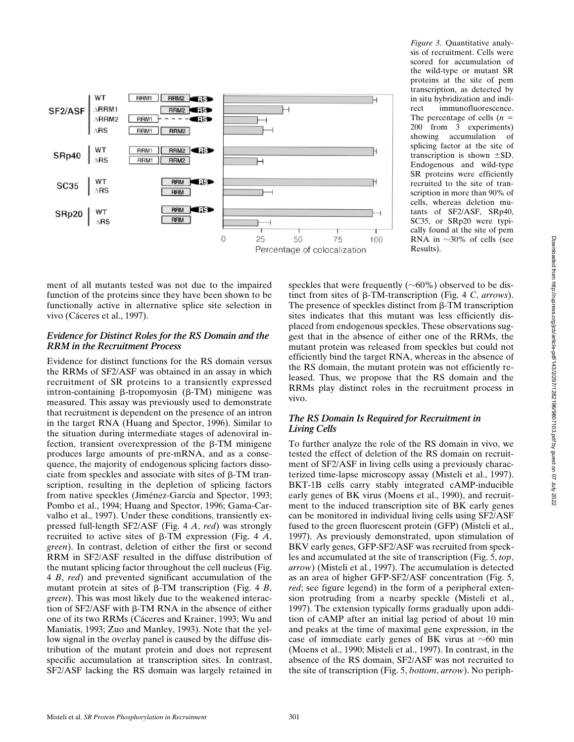*Figure 3.* Quantitative analysis of recruitment. Cells were scored for accumulation of the wild-type or mutant SR proteins at the site of pem transcription, as detected by in situ hybridization and indirect immunofluorescence. The percentage of cells ($n$ = 200 from 3 experiments) showing accumulation of splicing factor at the site of transcription is shown ±SD. Endogenous and wild-type SR proteins were efficiently recruited to the site of transcription in more than 90% of cells, whereas deletion mutants of SF2/ASF, SRp40, SC35, or SRp20 were typically found at the site of pem RNA in ~30% of cells (see Results).

ment of all mutants tested was not due to the impaired function of the proteins since they have been shown to be functionally active in alternative splice site selection in vivo (Cáceres et al., 1997).

### *Evidence for Distinct Roles for the RS Domain and the RRM in the Recruitment Process*

Evidence for distinct functions for the RS domain versus the RRMs of SF2/ASF was obtained in an assay in which recruitment of SR proteins to a transiently expressed intron-containing β-tropomyosin (β-TM) minigene was measured. This assay was previously used to demonstrate that recruitment is dependent on the presence of an intron in the target RNA (Huang and Spector, 1996). Similar to the situation during intermediate stages of adenoviral infection, transient overexpression of the β-TM minigene produces large amounts of pre-mRNA, and as a consequence, the majority of endogenous splicing factors dissociate from speckles and associate with sites of β-TM transcription, resulting in the depletion of splicing factors from native speckles (Jiménez-García and Spector, 1993; Pombo et al., 1994; Huang and Spector, 1996; Gama-Carvalho et al., 1997). Under these conditions, transiently expressed full-length SF2/ASF (Fig. 4 *A*, *red*) was strongly recruited to active sites of β-TM expression (Fig. 4 *A*, *green*). In contrast, deletion of either the first or second RRM in SF2/ASF resulted in the diffuse distribution of the mutant splicing factor throughout the cell nucleus (Fig. 4 *B*, *red*) and prevented significant accumulation of the mutant protein at sites of β-TM transcription (Fig. 4 *B*, *green*). This was most likely due to the weakened interaction of SF2/ASF with β-TM RNA in the absence of either one of its two RRMs (Cáceres and Krainer, 1993; Wu and Maniatis, 1993; Zuo and Manley, 1993). Note that the yellow signal in the overlay panel is caused by the diffuse distribution of the mutant protein and does not represent specific accumulation at transcription sites. In contrast, SF2/ASF lacking the RS domain was largely retained in speckles that were frequently (~60%) observed to be distinct from sites of β-TM-transcription (Fig. 4 *C*, *arrows*). The presence of speckles distinct from β-TM transcription sites indicates that this mutant was less efficiently displaced from endogenous speckles. These observations suggest that in the absence of either one of the RRMs, the mutant protein was released from speckles but could not efficiently bind the target RNA, whereas in the absence of the RS domain, the mutant protein was not efficiently released. Thus, we propose that the RS domain and the RRMs play distinct roles in the recruitment process in vivo.

### *The RS Domain Is Required for Recruitment in Living Cells*

To further analyze the role of the RS domain in vivo, we tested the effect of deletion of the RS domain on recruitment of SF2/ASF in living cells using a previously characterized time-lapse microscopy assay (Misteli et al., 1997). BKT-1B cells carry stably integrated cAMP-inducible early genes of BK virus (Moens et al., 1990), and recruitment to the induced transcription site of BK early genes can be monitored in individual living cells using SF2/ASF fused to the green fluorescent protein (GFP) (Misteli et al., 1997). As previously demonstrated, upon stimulation of BKV early genes, GFP-SF2/ASF was recruited from speckles and accumulated at the site of transcription (Fig. 5, *top*, *arrow*) (Misteli et al., 1997). The accumulation is detected as an area of higher GFP-SF2/ASF concentration (Fig. 5, *red*; see figure legend) in the form of a peripheral extension protruding from a nearby speckle (Misteli et al., 1997). The extension typically forms gradually upon addition of cAMP after an initial lag period of about 10 min and peaks at the time of maximal gene expression, in the case of immediate early genes of BK virus at ~60 min (Moens et al., 1990; Misteli et al., 1997). In contrast, in the absence of the RS domain, SF2/ASF was not recruited to the site of transcription (Fig. 5, *bottom*, *arrow*). No periph-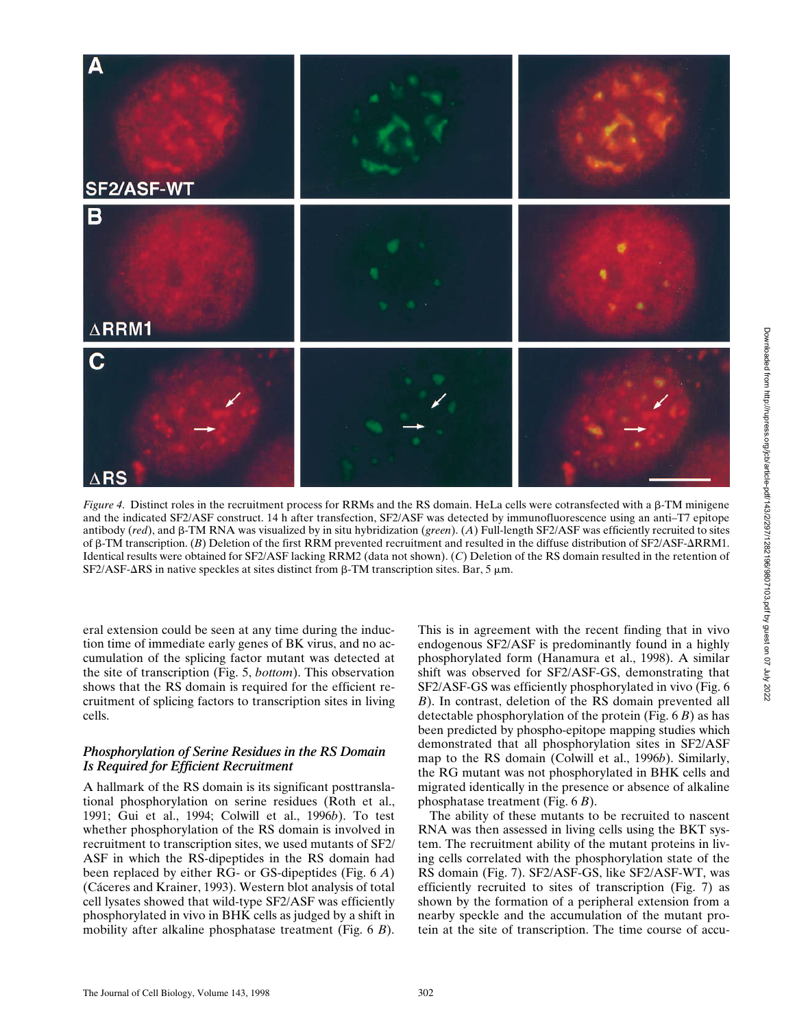*Figure 4.* Distinct roles in the recruitment process for RRMs and the RS domain. HeLa cells were cotransfected with a β-TM minigene and the indicated SF2/ASF construct. 14 h after transfection, SF2/ASF was detected by immunofluorescence using an anti–T7 epitope antibody (*red*), and β-TM RNA was visualized by in situ hybridization (*green*). (*A*) Full-length SF2/ASF was efficiently recruited to sites of β-TM transcription. (*B*) Deletion of the first RRM prevented recruitment and resulted in the diffuse distribution of SF2/ASF-ΔRRM1. Identical results were obtained for SF2/ASF lacking RRM2 (data not shown). (*C*) Deletion of the RS domain resulted in the retention of SF2/ASF-ΔRS in native speckles at sites distinct from β-TM transcription sites. Bar, 5 μm.

eral extension could be seen at any time during the induction time of immediate early genes of BK virus, and no accumulation of the splicing factor mutant was detected at the site of transcription (Fig. 5, *bottom*). This observation shows that the RS domain is required for the efficient recruitment of splicing factors to transcription sites in living cells.

### *Phosphorylation of Serine Residues in the RS Domain Is Required for Efficient Recruitment*

A hallmark of the RS domain is its significant posttranslational phosphorylation on serine residues (Roth et al., 1991; Gui et al., 1994; Colwill et al., 1996*b*). To test whether phosphorylation of the RS domain is involved in recruitment to transcription sites, we used mutants of SF2/ASF in which the RS-dipeptides in the RS domain had been replaced by either RG- or GS-dipeptides (Fig. 6 *A*) (Cáceres and Krainer, 1993). Western blot analysis of total cell lysates showed that wild-type SF2/ASF was efficiently phosphorylated in vivo in BHK cells as judged by a shift in mobility after alkaline phosphatase treatment (Fig. 6 *B*). This is in agreement with the recent finding that in vivo endogenous SF2/ASF is predominantly found in a highly phosphorylated form (Hanamura et al., 1998). A similar shift was observed for SF2/ASF-GS, demonstrating that SF2/ASF-GS was efficiently phosphorylated in vivo (Fig. 6 *B*). In contrast, deletion of the RS domain prevented all detectable phosphorylation of the protein (Fig. 6 *B*) as has been predicted by phospho-epitope mapping studies which demonstrated that all phosphorylation sites in SF2/ASF map to the RS domain (Colwill et al., 1996*b*). Similarly, the RG mutant was not phosphorylated in BHK cells and migrated identically in the presence or absence of alkaline phosphatase treatment (Fig. 6 *B*).

The ability of these mutants to be recruited to nascent RNA was then assessed in living cells using the BKT system. The recruitment ability of the mutant proteins in living cells correlated with the phosphorylation state of the RS domain (Fig. 7). SF2/ASF-GS, like SF2/ASF-WT, was efficiently recruited to sites of transcription (Fig. 7) as shown by the formation of a peripheral extension from a nearby speckle and the accumulation of the mutant protein at the site of transcription. The time course of accu-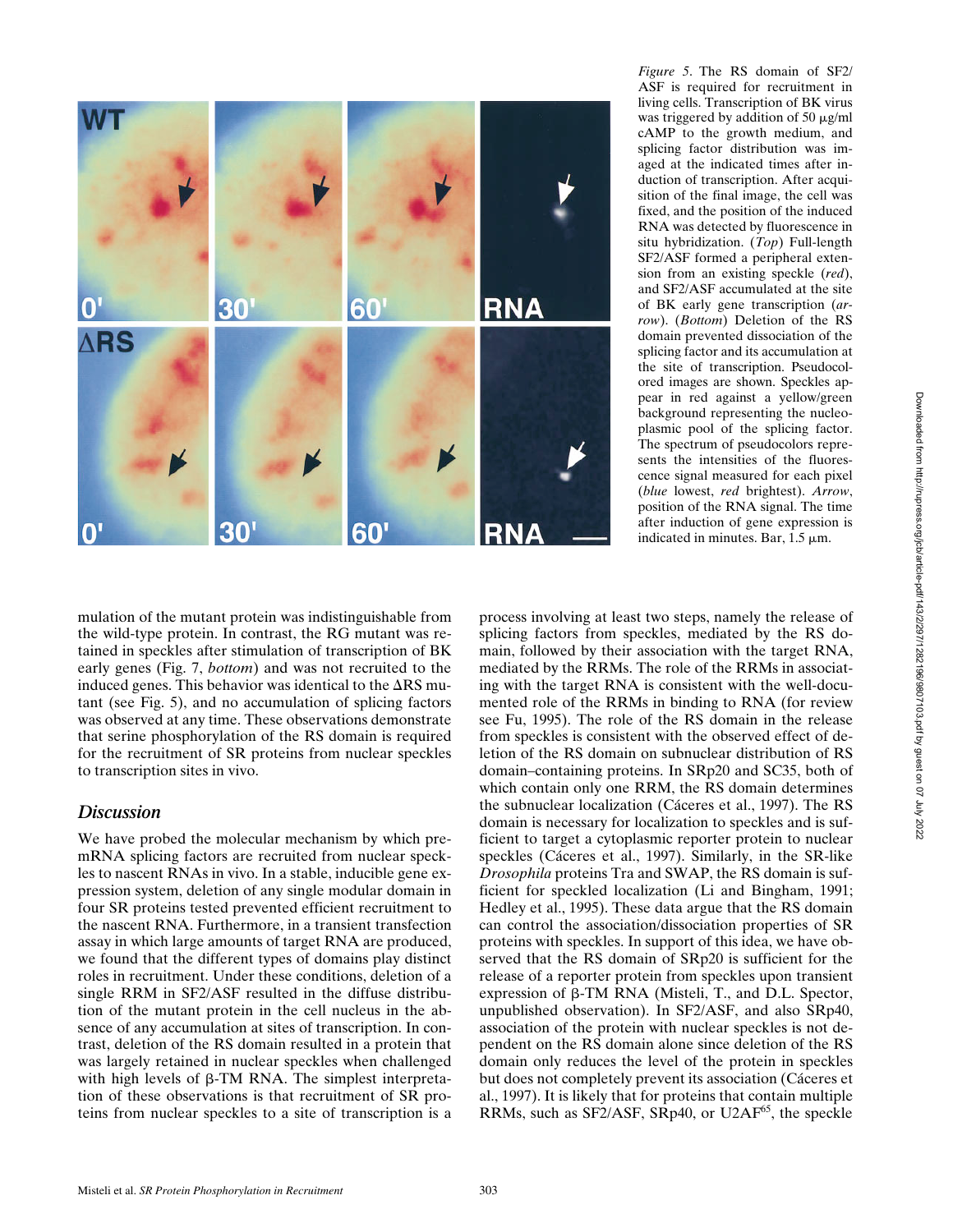*Figure 5*. The RS domain of SF2/ASF is required for recruitment in living cells. Transcription of BK virus was triggered by addition of 50 μg/ml cAMP to the growth medium, and splicing factor distribution was imaged at the indicated times after induction of transcription. After acquisition of the final image, the cell was fixed, and the position of the induced RNA was detected by fluorescence in situ hybridization. (*Top*) Full-length SF2/ASF formed a peripheral extension from an existing speckle (*red*), and SF2/ASF accumulated at the site of BK early gene transcription (*arrow*). (*Bottom*) Deletion of the RS domain prevented dissociation of the splicing factor and its accumulation at the site of transcription. Pseudocolored images are shown. Speckles appear in red against a yellow/green background representing the nucleoplasmic pool of the splicing factor. The spectrum of pseudocolors represents the intensities of the fluorescence signal measured for each pixel (*blue* lowest, *red* brightest). *Arrow*, position of the RNA signal. The time after induction of gene expression is indicated in minutes. Bar, 1.5 μm.

mulation of the mutant protein was indistinguishable from the wild-type protein. In contrast, the RG mutant was retained in speckles after stimulation of transcription of BK early genes (Fig. 7, *bottom*) and was not recruited to the induced genes. This behavior was identical to the ΔRS mutant (see Fig. 5), and no accumulation of splicing factors was observed at any time. These observations demonstrate that serine phosphorylation of the RS domain is required for the recruitment of SR proteins from nuclear speckles to transcription sites in vivo.

## Discussion

We have probed the molecular mechanism by which pre-mRNA splicing factors are recruited from nuclear speckles to nascent RNAs in vivo. In a stable, inducible gene expression system, deletion of any single modular domain in four SR proteins tested prevented efficient recruitment to the nascent RNA. Furthermore, in a transient transfection assay in which large amounts of target RNA are produced, we found that the different types of domains play distinct roles in recruitment. Under these conditions, deletion of a single RRM in SF2/ASF resulted in the diffuse distribution of the mutant protein in the cell nucleus in the absence of any accumulation at sites of transcription. In contrast, deletion of the RS domain resulted in a protein that was largely retained in nuclear speckles when challenged with high levels of β-TM RNA. The simplest interpretation of these observations is that recruitment of SR proteins from nuclear speckles to a site of transcription is a process involving at least two steps, namely the release of splicing factors from speckles, mediated by the RS domain, followed by their association with the target RNA, mediated by the RRMs. The role of the RRMs in associating with the target RNA is consistent with the well-documented role of the RRMs in binding to RNA (for review see Fu, 1995). The role of the RS domain in the release from speckles is consistent with the observed effect of deletion of the RS domain on subnuclear distribution of RS domain–containing proteins. In SRp20 and SC35, both of which contain only one RRM, the RS domain determines the subnuclear localization (Cáceres et al., 1997). The RS domain is necessary for localization to speckles and is sufficient to target a cytoplasmic reporter protein to nuclear speckles (Cáceres et al., 1997). Similarly, in the SR-like *Drosophila* proteins Tra and SWAP, the RS domain is sufficient for speckled localization (Li and Bingham, 1991; Hedley et al., 1995). These data argue that the RS domain can control the association/dissociation properties of SR proteins with speckles. In support of this idea, we have observed that the RS domain of SRp20 is sufficient for the release of a reporter protein from speckles upon transient expression of β-TM RNA (Misteli, T., and D.L. Spector, unpublished observation). In SF2/ASF, and also SRp40, association of the protein with nuclear speckles is not dependent on the RS domain alone since deletion of the RS domain only reduces the level of the protein in speckles but does not completely prevent its association (Cáceres et al., 1997). It is likely that for proteins that contain multiple RRMs, such as SF2/ASF, SRp40, or U2AF[65], the speckle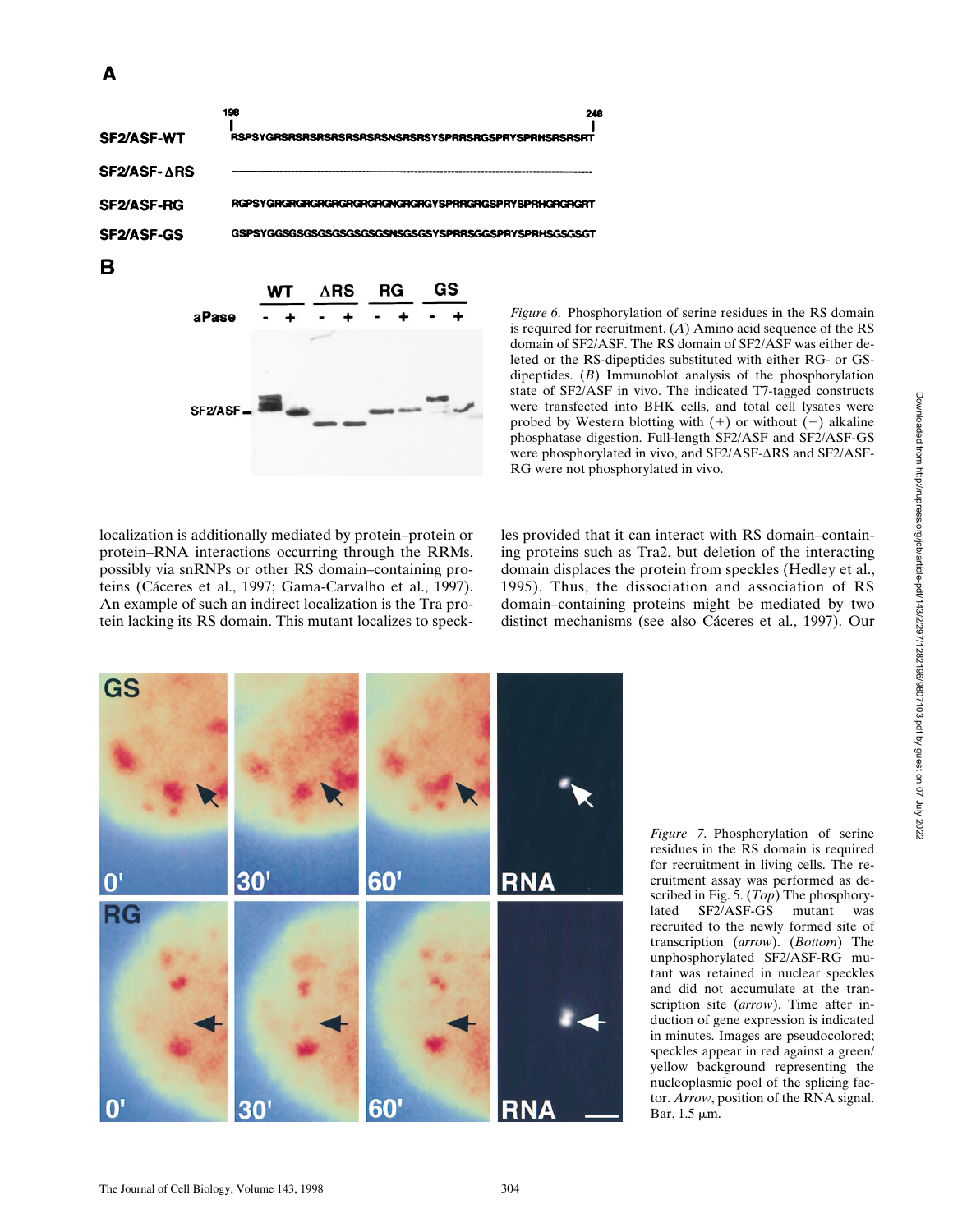Figure 6. Phosphorylation of serine residues in the RS domain is required for recruitment. (*A*) Amino acid sequence of the RS domain of SF2/ASF. The RS domain of SF2/ASF was either deleted or the RS-dipeptides substituted with either RG- or GS-dipeptides. (*B*) Immunoblot analysis of the phosphorylation state of SF2/ASF in vivo. The indicated T7-tagged constructs were transfected into BHK cells, and total cell lysates were probed by Western blotting with (+) or without (−) alkaline phosphatase digestion. Full-length SF2/ASF and SF2/ASF-GS were phosphorylated in vivo, and SF2/ASF-ΔRS and SF2/ASF-RG were not phosphorylated in vivo.

localization is additionally mediated by protein–protein or protein–RNA interactions occurring through the RRMs, possibly via snRNPs or other RS domain–containing proteins (Cáceres et al., 1997; Gama-Carvalho et al., 1997). An example of such an indirect localization is the Tra protein lacking its RS domain. This mutant localizes to speckles provided that it can interact with RS domain–containing proteins such as Tra2, but deletion of the interacting domain displaces the protein from speckles (Hedley et al., 1995). Thus, the dissociation and association of RS domain–containing proteins might be mediated by two distinct mechanisms (see also Cáceres et al., 1997). Our

Figure 7. Phosphorylation of serine residues in the RS domain is required for recruitment in living cells. The recruitment assay was performed as described in Fig. 5. (*Top*) The phosphorylated SF2/ASF-GS mutant was recruited to the newly formed site of transcription (*arrow*). (*Bottom*) The unphosphorylated SF2/ASF-RG mutant was retained in nuclear speckles and did not accumulate at the transcription site (*arrow*). Time after induction of gene expression is indicated in minutes. Images are pseudocolored; speckles appear in red against a green/yellow background representing the nucleoplasmic pool of the splicing factor. *Arrow*, position of the RNA signal. Bar, 1.5 μm.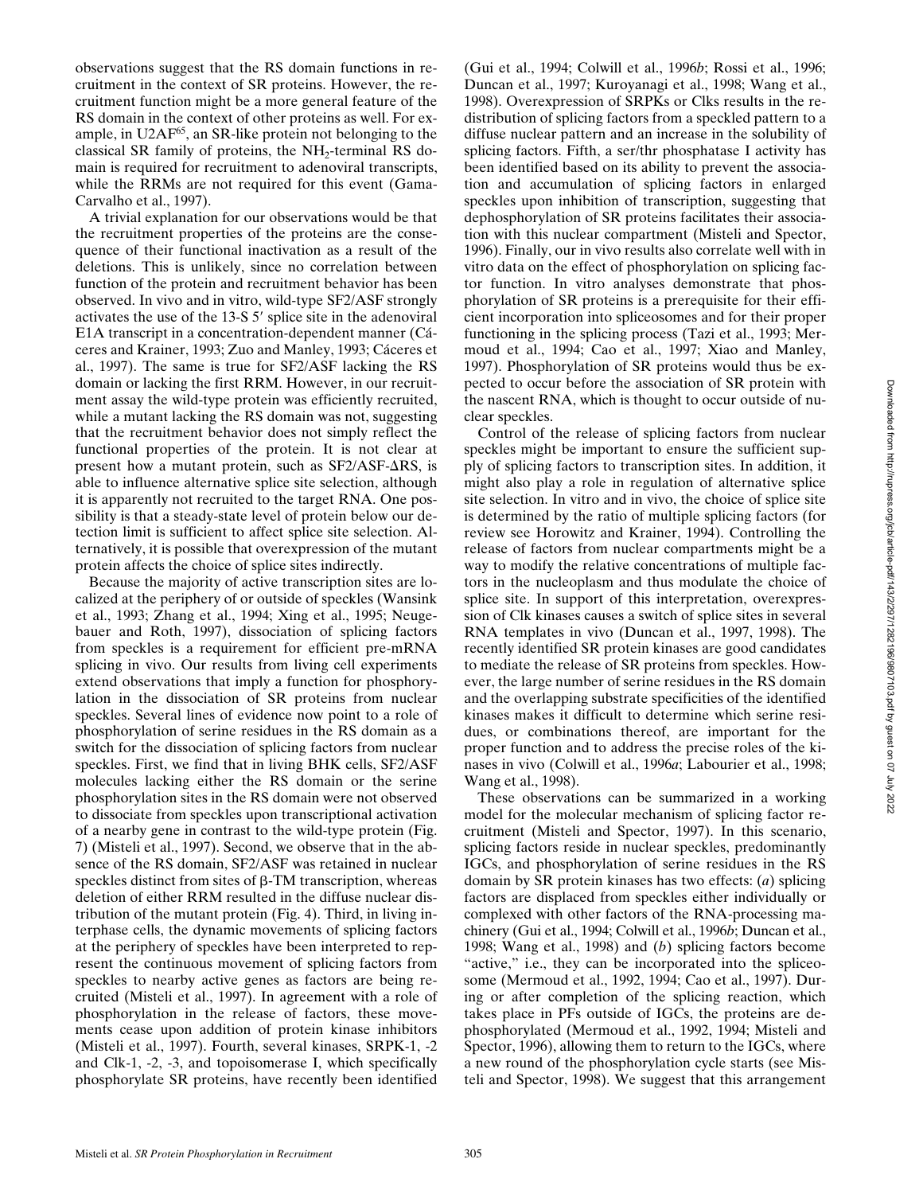observations suggest that the RS domain functions in recruitment in the context of SR proteins. However, the recruitment function might be a more general feature of the RS domain in the context of other proteins as well. For example, in U2AF[65], an SR-like protein not belonging to the classical SR family of proteins, the $NH_2$-terminal RS domain is required for recruitment to adenoviral transcripts, while the RRMs are not required for this event (Gama-Carvalho et al., 1997).

A trivial explanation for our observations would be that the recruitment properties of the proteins are the consequence of their functional inactivation as a result of the deletions. This is unlikely, since no correlation between function of the protein and recruitment behavior has been observed. In vivo and in vitro, wild-type SF2/ASF strongly activates the use of the 13-S 5′ splice site in the adenoviral E1A transcript in a concentration-dependent manner (Cáceres and Krainer, 1993; Zuo and Manley, 1993; Cáceres et al., 1997). The same is true for SF2/ASF lacking the RS domain or lacking the first RRM. However, in our recruitment assay the wild-type protein was efficiently recruited, while a mutant lacking the RS domain was not, suggesting that the recruitment behavior does not simply reflect the functional properties of the protein. It is not clear at present how a mutant protein, such as SF2/ASF-ΔRS, is able to influence alternative splice site selection, although it is apparently not recruited to the target RNA. One possibility is that a steady-state level of protein below our detection limit is sufficient to affect splice site selection. Alternatively, it is possible that overexpression of the mutant protein affects the choice of splice sites indirectly.

Because the majority of active transcription sites are localized at the periphery of or outside of speckles (Wansink et al., 1993; Zhang et al., 1994; Xing et al., 1995; Neugebauer and Roth, 1997), dissociation of splicing factors from speckles is a requirement for efficient pre-mRNA splicing in vivo. Our results from living cell experiments extend observations that imply a function for phosphorylation in the dissociation of SR proteins from nuclear speckles. Several lines of evidence now point to a role of phosphorylation of serine residues in the RS domain as a switch for the dissociation of splicing factors from nuclear speckles. First, we find that in living BHK cells, SF2/ASF molecules lacking either the RS domain or the serine phosphorylation sites in the RS domain were not observed to dissociate from speckles upon transcriptional activation of a nearby gene in contrast to the wild-type protein (Fig. 7) (Misteli et al., 1997). Second, we observe that in the absence of the RS domain, SF2/ASF was retained in nuclear speckles distinct from sites of β-TM transcription, whereas deletion of either RRM resulted in the diffuse nuclear distribution of the mutant protein (Fig. 4). Third, in living interphase cells, the dynamic movements of splicing factors at the periphery of speckles have been interpreted to represent the continuous movement of splicing factors from speckles to nearby active genes as factors are being recruited (Misteli et al., 1997). In agreement with a role of phosphorylation in the release of factors, these movements cease upon addition of protein kinase inhibitors (Misteli et al., 1997). Fourth, several kinases, SRPK-1, -2 and Clk-1, -2, -3, and topoisomerase I, which specifically phosphorylate SR proteins, have recently been identified (Gui et al., 1994; Colwill et al., 1996*b*; Rossi et al., 1996; Duncan et al., 1997; Kuroyanagi et al., 1998; Wang et al., 1998). Overexpression of SRPKs or Clks results in the redistribution of splicing factors from a speckled pattern to a diffuse nuclear pattern and an increase in the solubility of splicing factors. Fifth, a ser/thr phosphatase I activity has been identified based on its ability to prevent the association and accumulation of splicing factors in enlarged speckles upon inhibition of transcription, suggesting that dephosphorylation of SR proteins facilitates their association with this nuclear compartment (Misteli and Spector, 1996). Finally, our in vivo results also correlate well with in vitro data on the effect of phosphorylation on splicing factor function. In vitro analyses demonstrate that phosphorylation of SR proteins is a prerequisite for their efficient incorporation into spliceosomes and for their proper functioning in the splicing process (Tazi et al., 1993; Mermoud et al., 1994; Cao et al., 1997; Xiao and Manley, 1997). Phosphorylation of SR proteins would thus be expected to occur before the association of SR protein with the nascent RNA, which is thought to occur outside of nuclear speckles.

Control of the release of splicing factors from nuclear speckles might be important to ensure the sufficient supply of splicing factors to transcription sites. In addition, it might also play a role in regulation of alternative splice site selection. In vitro and in vivo, the choice of splice site is determined by the ratio of multiple splicing factors (for review see Horowitz and Krainer, 1994). Controlling the release of factors from nuclear compartments might be a way to modify the relative concentrations of multiple factors in the nucleoplasm and thus modulate the choice of splice site. In support of this interpretation, overexpression of Clk kinases causes a switch of splice sites in several RNA templates in vivo (Duncan et al., 1997, 1998). The recently identified SR protein kinases are good candidates to mediate the release of SR proteins from speckles. However, the large number of serine residues in the RS domain and the overlapping substrate specificities of the identified kinases makes it difficult to determine which serine residues, or combinations thereof, are important for the proper function and to address the precise roles of the kinases in vivo (Colwill et al., 1996*a*; Labourier et al., 1998; Wang et al., 1998).

These observations can be summarized in a working model for the molecular mechanism of splicing factor recruitment (Misteli and Spector, 1997). In this scenario, splicing factors reside in nuclear speckles, predominantly IGCs, and phosphorylation of serine residues in the RS domain by SR protein kinases has two effects: (*a*) splicing factors are displaced from speckles either individually or complexed with other factors of the RNA-processing machinery (Gui et al., 1994; Colwill et al., 1996*b*; Duncan et al., 1998; Wang et al., 1998) and (*b*) splicing factors become "active," i.e., they can be incorporated into the spliceosome (Mermoud et al., 1992, 1994; Cao et al., 1997). During or after completion of the splicing reaction, which takes place in PFs outside of IGCs, the proteins are dephosphorylated (Mermoud et al., 1992, 1994; Misteli and Spector, 1996), allowing them to return to the IGCs, where a new round of the phosphorylation cycle starts (see Misteli and Spector, 1998). We suggest that this arrangement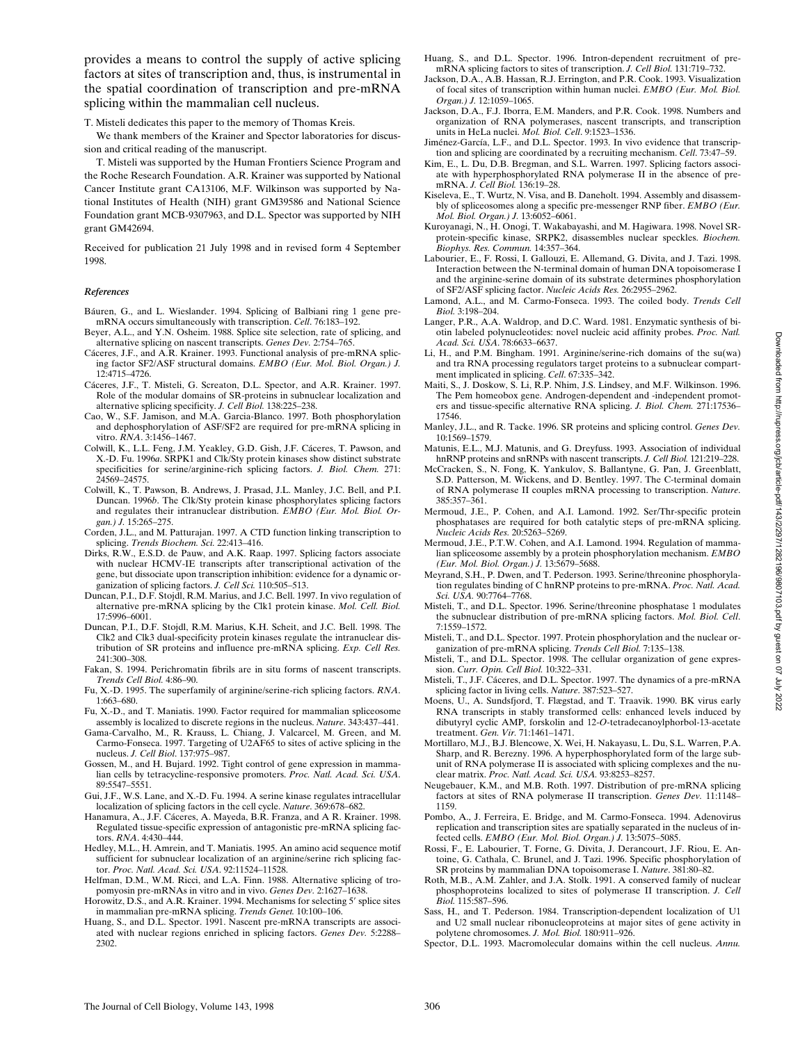provides a means to control the supply of active splicing factors at sites of transcription and, thus, is instrumental in the spatial coordination of transcription and pre-mRNA splicing within the mammalian cell nucleus.

T. Misteli dedicates this paper to the memory of Thomas Kreis.

We thank members of the Krainer and Spector laboratories for discussion and critical reading of the manuscript.

T. Misteli was supported by the Human Frontiers Science Program and the Roche Research Foundation. A.R. Krainer was supported by National Cancer Institute grant CA13106, M.F. Wilkinson was supported by National Institutes of Health (NIH) grant GM39586 and National Science Foundation grant MCB-9307963, and D.L. Spector was supported by NIH grant GM42694.

Received for publication 21 July 1998 and in revised form 4 September 1998.

### *References*

Báuren, G., and L. Wieslander. 1994. Splicing of Balbiani ring 1 gene pre-mRNA occurs simultaneously with transcription. *Cell*. 76:183–192.

Beyer, A.L., and Y.N. Osheim. 1988. Splice site selection, rate of splicing, and alternative splicing on nascent transcripts. *Genes Dev.* 2:754–765.

Cáceres, J.F., and A.R. Krainer. 1993. Functional analysis of pre-mRNA splicing factor SF2/ASF structural domains. *EMBO (Eur. Mol. Biol. Organ.) J.* 12:4715–4726.

Cáceres, J.F., T. Misteli, G. Screaton, D.L. Spector, and A.R. Krainer. 1997. Role of the modular domains of SR-proteins in subnuclear localization and alternative splicing specificity. *J. Cell Biol.* 138:225–238.

Cao, W., S.F. Jamison, and M.A. Garcia-Blanco. 1997. Both phosphorylation and dephosphorylation of ASF/SF2 are required for pre-mRNA splicing in vitro. *RNA*. 3:1456–1467.

Colwill, K., L.L. Feng, J.M. Yeakley, G.D. Gish, J.F. Cáceres, T. Pawson, and X.-D. Fu. 1996*a*. SRPK1 and Clk/Sty protein kinases show distinct substrate specificities for serine/arginine-rich splicing factors. *J. Biol. Chem.* 271: 24569–24575.

Colwill, K., T. Pawson, B. Andrews, J. Prasad, J.L. Manley, J.C. Bell, and P.I. Duncan. 1996*b*. The Clk/Sty protein kinase phosphorylates splicing factors and regulates their intranuclear distribution. *EMBO (Eur. Mol. Biol. Organ.) J.* 15:265–275.

Corden, J.L., and M. Patturajan. 1997. A CTD function linking transcription to splicing. *Trends Biochem. Sci.* 22:413–416.

Dirks, R.W., E.S.D. de Pauw, and A.K. Raap. 1997. Splicing factors associate with nuclear HCMV-IE transcripts after transcriptional activation of the gene, but dissociate upon transcription inhibition: evidence for a dynamic organization of splicing factors. *J. Cell Sci.* 110:505–513.

Duncan, P.I., D.F. Stojdl, R.M. Marius, and J.C. Bell. 1997. In vivo regulation of alternative pre-mRNA splicing by the Clk1 protein kinase. *Mol. Cell. Biol.* 17:5996–6001.

Duncan, P.I., D.F. Stojdl, R.M. Marius, K.H. Scheit, and J.C. Bell. 1998. The Clk2 and Clk3 dual-specificity protein kinases regulate the intranuclear distribution of SR proteins and influence pre-mRNA splicing. *Exp. Cell Res.* 241:300–308.

Fakan, S. 1994. Perichromatin fibrils are in situ forms of nascent transcripts. *Trends Cell Biol.* 4:86–90.

Fu, X.-D. 1995. The superfamily of arginine/serine-rich splicing factors. *RNA*. 1:663–680.

Fu, X.-D., and T. Maniatis. 1990. Factor required for mammalian spliceosome assembly is localized to discrete regions in the nucleus. *Nature*. 343:437–441.

Gama-Carvalho, M., R. Krauss, L. Chiang, J. Valcarcel, M. Green, and M. Carmo-Fonseca. 1997. Targeting of U2AF65 to sites of active splicing in the nucleus. *J. Cell Biol*. 137:975–987.

Gossen, M., and H. Bujard. 1992. Tight control of gene expression in mammalian cells by tetracycline-responsive promoters. *Proc. Natl. Acad. Sci. USA*. 89:5547–5551.

Gui, J.F., W.S. Lane, and X.-D. Fu. 1994. A serine kinase regulates intracellular localization of splicing factors in the cell cycle. *Nature*. 369:678–682.

Hanamura, A., J.F. Cáceres, A. Mayeda, B.R. Franza, and A R. Krainer. 1998. Regulated tissue-specific expression of antagonistic pre-mRNA splicing factors. *RNA*. 4:430–444.

Hedley, M.L., H. Amrein, and T. Maniatis. 1995. An amino acid sequence motif sufficient for subnuclear localization of an arginine/serine rich splicing factor. *Proc. Natl. Acad. Sci. USA*. 92:11524–11528.

Helfman, D.M., W.M. Ricci, and L.A. Finn. 1988. Alternative splicing of tropomyosin pre-mRNAs in vitro and in vivo. *Genes Dev*. 2:1627–1638.

Horowitz, D.S., and A.R. Krainer. 1994. Mechanisms for selecting 5′ splice sites in mammalian pre-mRNA splicing. *Trends Genet.* 10:100–106.

Huang, S., and D.L. Spector. 1991. Nascent pre-mRNA transcripts are associated with nuclear regions enriched in splicing factors. *Genes Dev*. 5:2288–2302.

Huang, S., and D.L. Spector. 1996. Intron-dependent recruitment of pre-mRNA splicing factors to sites of transcription. *J. Cell Biol.* 131:719–732.

Jackson, D.A., A.B. Hassan, R.J. Errington, and P.R. Cook. 1993. Visualization of focal sites of transcription within human nuclei. *EMBO (Eur. Mol. Biol. Organ.) J.* 12:1059–1065.

Jackson, D.A., F.J. Iborra, E.M. Manders, and P.R. Cook. 1998. Numbers and organization of RNA polymerases, nascent transcripts, and transcription units in HeLa nuclei. *Mol. Biol. Cell*. 9:1523–1536.

Jiménez-García, L.F., and D.L. Spector. 1993. In vivo evidence that transcription and splicing are coordinated by a recruiting mechanism. *Cell*. 73:47–59.

Kim, E., L. Du, D.B. Bregman, and S.L. Warren. 1997. Splicing factors associate with hyperphosphorylated RNA polymerase II in the absence of pre-mRNA. *J. Cell Biol.* 136:19–28.

Kiseleva, E., T. Wurtz, N. Visa, and B. Daneholt. 1994. Assembly and disassembly of spliceosomes along a specific pre-messenger RNP fiber. *EMBO (Eur. Mol. Biol. Organ.) J.* 13:6052–6061.

Kuroyanagi, N., H. Onogi, T. Wakabayashi, and M. Hagiwara. 1998. Novel SR-protein-specific kinase, SRPK2, disassembles nuclear speckles. *Biochem. Biophys. Res. Commun.* 14:357–364.

Labourier, E., F. Rossi, I. Gallouzi, E. Allemand, G. Divita, and J. Tazi. 1998. Interaction between the N-terminal domain of human DNA topoisomerase I and the arginine-serine domain of its substrate determines phosphorylation of SF2/ASF splicing factor. *Nucleic Acids Res.* 26:2955–2962.

Lamond, A.L., and M. Carmo-Fonseca. 1993. The coiled body. *Trends Cell Biol.* 3:198–204.

Langer, P.R., A.A. Waldrop, and D.C. Ward. 1981. Enzymatic synthesis of biotin labeled polynucleotides: novel nucleic acid affinity probes. *Proc. Natl. Acad. Sci. USA*. 78:6633–6637.

Li, H., and P.M. Bingham. 1991. Arginine/serine-rich domains of the su(wa) and tra RNA processing regulators target proteins to a subnuclear compartment implicated in splicing. *Cell*. 67:335–342.

Maiti, S., J. Doskow, S. Li, R.P. Nhim, J.S. Lindsey, and M.F. Wilkinson. 1996. The Pem homeobox gene. Androgen-dependent and -independent promoters and tissue-specific alternative RNA splicing. *J. Biol. Chem.* 271:17536–17546.

Manley, J.L., and R. Tacke. 1996. SR proteins and splicing control. *Genes Dev.* 10:1569–1579.

Matunis, E.L., M.J. Matunis, and G. Dreyfuss. 1993. Association of individual hnRNP proteins and snRNPs with nascent transcripts. *J. Cell Biol.* 121:219–228.

McCracken, S., N. Fong, K. Yankulov, S. Ballantyne, G. Pan, J. Greenblatt, S.D. Patterson, M. Wickens, and D. Bentley. 1997. The C-terminal domain of RNA polymerase II couples mRNA processing to transcription. *Nature*. 385:357–361.

Mermoud, J.E., P. Cohen, and A.I. Lamond. 1992. Ser/Thr-specific protein phosphatases are required for both catalytic steps of pre-mRNA splicing. *Nucleic Acids Res.* 20:5263–5269.

Mermoud, J.E., P.T.W. Cohen, and A.I. Lamond. 1994. Regulation of mammalian spliceosome assembly by a protein phosphorylation mechanism. *EMBO (Eur. Mol. Biol. Organ.) J.* 13:5679–5688.

Meyrand, S.H., P. Dwen, and T. Pederson. 1993. Serine/threonine phosphorylation regulates binding of C hnRNP proteins to pre-mRNA. *Proc. Natl. Acad. Sci. USA.* 90:7764–7768.

Misteli, T., and D.L. Spector. 1996. Serine/threonine phosphatase 1 modulates the subnuclear distribution of pre-mRNA splicing factors. *Mol. Biol. Cell*. 7:1559–1572.

Misteli, T., and D.L. Spector. 1997. Protein phosphorylation and the nuclear organization of pre-mRNA splicing. *Trends Cell Biol.* 7:135–138.

Misteli, T., and D.L. Spector. 1998. The cellular organization of gene expression. *Curr. Opin. Cell Biol.* 10:322–331.

Misteli, T., J.F. Cáceres, and D.L. Spector. 1997. The dynamics of a pre-mRNA splicing factor in living cells. *Nature*. 387:523–527.

Moens, U., A. Sundsfjord, T. Flægstad, and T. Traavik. 1990. BK virus early RNA transcripts in stably transformed cells: enhanced levels induced by dibutyryl cyclic AMP, forskolin and 12-*O*-tetradecanoylphorbol-13-acetate treatment. *Gen. Vir.* 71:1461–1471.

Mortillaro, M.J., B.J. Blencowe, X. Wei, H. Nakayasu, L. Du, S.L. Warren, P.A. Sharp, and R. Berezny. 1996. A hyperphosphorylated form of the large subunit of RNA polymerase II is associated with splicing complexes and the nuclear matrix. *Proc. Natl. Acad. Sci. USA.* 93:8253–8257.

Neugebauer, K.M., and M.B. Roth. 1997. Distribution of pre-mRNA splicing factors at sites of RNA polymerase II transcription. *Genes Dev.* 11:1148–1159.

Pombo, A., J. Ferreira, E. Bridge, and M. Carmo-Fonseca. 1994. Adenovirus replication and transcription sites are spatially separated in the nucleus of infected cells. *EMBO (Eur. Mol. Biol. Organ.) J.* 13:5075–5085.

Rossi, F., E. Labourier, T. Forne, G. Divita, J. Derancourt, J.F. Riou, E. Antoine, G. Cathala, C. Brunel, and J. Tazi. 1996. Specific phosphorylation of SR proteins by mammalian DNA topoisomerase I. *Nature*. 381:80–82.

Roth, M.B., A.M. Zahler, and J.A. Stolk. 1991. A conserved family of nuclear phosphoproteins localized to sites of polymerase II transcription. *J. Cell Biol.* 115:587–596.

Sass, H., and T. Pederson. 1984. Transcription-dependent localization of U1 and U2 small nuclear ribonucleoproteins at major sites of gene activity in polytene chromosomes. *J. Mol. Biol.* 180:911–926.

Spector, D.L. 1993. Macromolecular domains within the cell nucleus. *Annu.*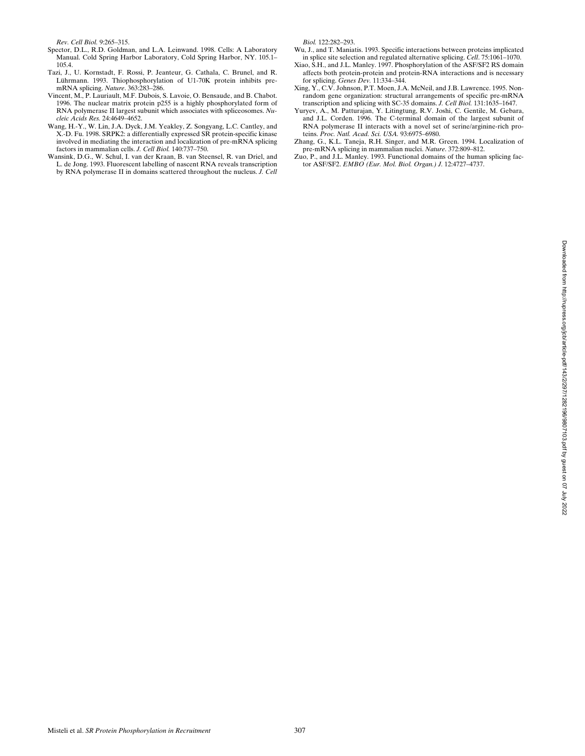*Rev. Cell Biol.* 9:265–315.

Spector, D.L., R.D. Goldman, and L.A. Leinwand. 1998. Cells: A Laboratory Manual. Cold Spring Harbor Laboratory, Cold Spring Harbor, NY. 105.1–105.4.

Tazi, J., U. Kornstadt, F. Rossi, P. Jeanteur, G. Cathala, C. Brunel, and R. Lührmann. 1993. Thiophosphorylation of U1-70K protein inhibits pre-mRNA splicing. *Nature*. 363:283–286.

Vincent, M., P. Lauriault, M.F. Dubois, S. Lavoie, O. Bensaude, and B. Chabot. 1996. The nuclear matrix protein p255 is a highly phosphorylated form of RNA polymerase II largest subunit which associates with spliceosomes. *Nucleic Acids Res.* 24:4649–4652.

Wang, H.-Y., W. Lin, J.A. Dyck, J.M. Yeakley, Z. Songyang, L.C. Cantley, and X.-D. Fu. 1998. SRPK2: a differentially expressed SR protein-specific kinase involved in mediating the interaction and localization of pre-mRNA splicing factors in mammalian cells. *J. Cell Biol.* 140:737–750.

Wansink, D.G., W. Schul, I. van der Kraan, B. van Steensel, R. van Driel, and L. de Jong. 1993. Fluorescent labelling of nascent RNA reveals transcription by RNA polymerase II in domains scattered throughout the nucleus. *J. Cell Biol.* 122:282–293.

Wu, J., and T. Maniatis. 1993. Specific interactions between proteins implicated in splice site selection and regulated alternative splicing. *Cell*. 75:1061–1070.

Xiao, S.H., and J.L. Manley. 1997. Phosphorylation of the ASF/SF2 RS domain affects both protein-protein and protein-RNA interactions and is necessary for splicing. *Genes Dev*. 11:334–344.

Xing, Y., C.V. Johnson, P.T. Moen, J.A. McNeil, and J.B. Lawrence. 1995. Nonrandom gene organization: structural arrangements of specific pre-mRNA transcription and splicing with SC-35 domains. *J. Cell Biol.* 131:1635–1647.

Yuryev, A., M. Patturajan, Y. Litingtung, R.V. Joshi, C. Gentile, M. Gebara, and J.L. Corden. 1996. The C-terminal domain of the largest subunit of RNA polymerase II interacts with a novel set of serine/arginine-rich proteins. *Proc. Natl. Acad. Sci. USA*. 93:6975–6980.

Zhang, G., K.L. Taneja, R.H. Singer, and M.R. Green. 1994. Localization of pre-mRNA splicing in mammalian nuclei. *Nature*. 372:809–812.

Zuo, P., and J.L. Manley. 1993. Functional domains of the human splicing factor ASF/SF2. *EMBO (Eur. Mol. Biol. Organ.) J.* 12:4727–4737.